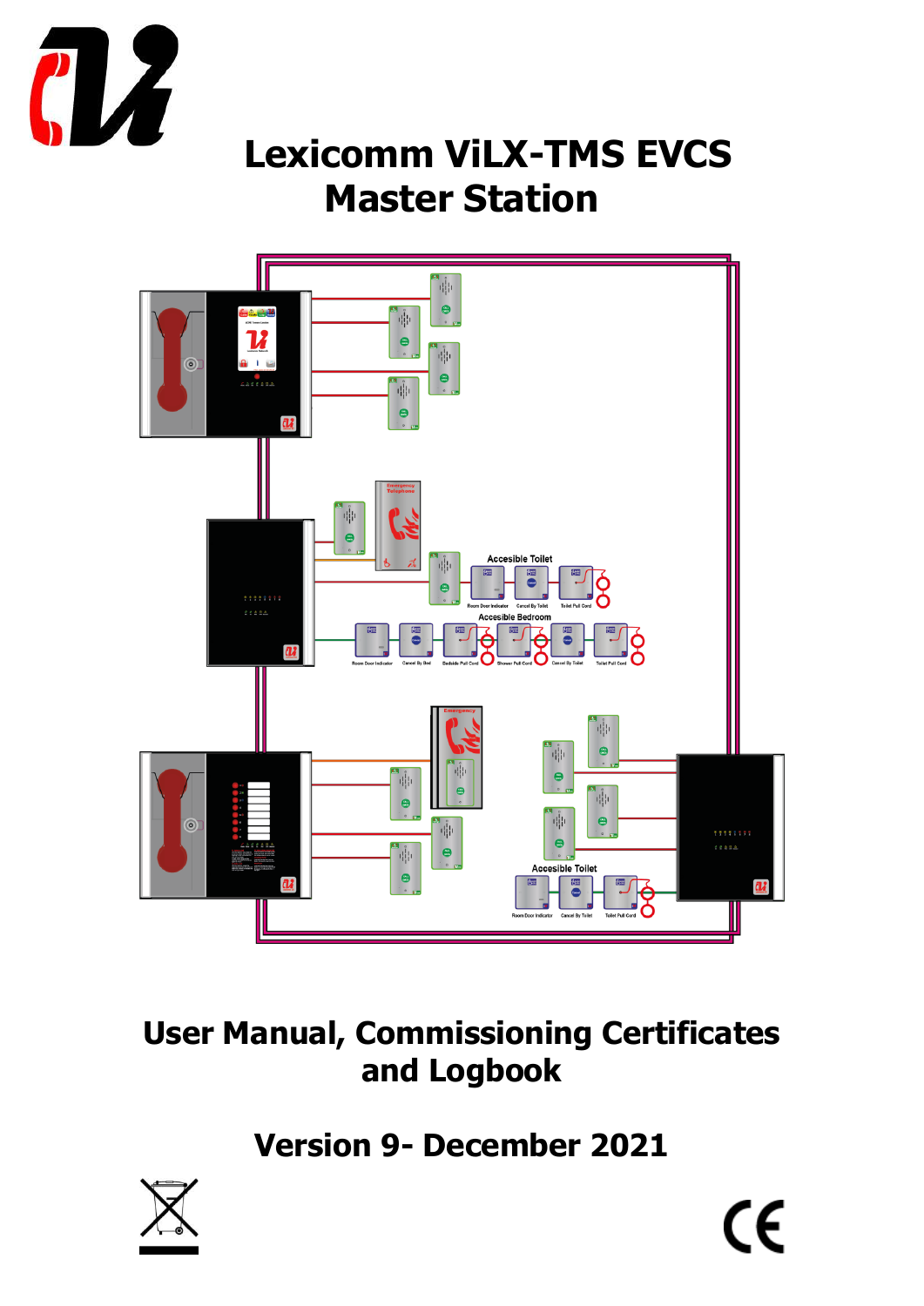# Lexicomm ViLX-TMS EVCS Master Station

## User Manual, Commissioning Certificates and Logbook

**Version 9- December 2021**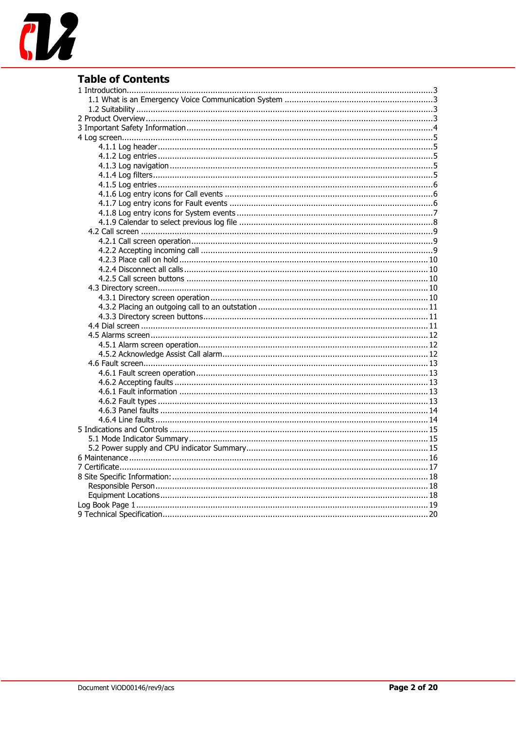# Table of Contents

1 Introduction ... 3
- 1.1 What is an Emergency Voice Communication System ... 3
- 1.2 Suitability ... 3

2 Product Overview ... 3

3 Important Safety Information ... 4

4 Log screen ... 5
- 4.1.1 Log header ... 5
- 4.1.2 Log entries ... 5
- 4.1.3 Log navigation ... 5
- 4.1.4 Log filters ... 5
- 4.1.5 Log entries ... 6
- 4.1.6 Log entry icons for Call events ... 6
- 4.1.7 Log entry icons for Fault events ... 6
- 4.1.8 Log entry icons for System events ... 7
- 4.1.9 Calendar to select previous log file ... 8
- 4.2 Call screen ... 9
  - 4.2.1 Call screen operation ... 9
  - 4.2.2 Accepting incoming call ... 9
  - 4.2.3 Place call on hold ... 10
  - 4.2.4 Disconnect all calls ... 10
  - 4.2.5 Call screen buttons ... 10
- 4.3 Directory screen ... 10
  - 4.3.1 Directory screen operation ... 10
  - 4.3.2 Placing an outgoing call to an outstation ... 11
  - 4.3.3 Directory screen buttons ... 11
- 4.4 Dial screen ... 11
- 4.5 Alarms screen ... 12
  - 4.5.1 Alarm screen operation ... 12
  - 4.5.2 Acknowledge Assist Call alarm ... 12
- 4.6 Fault screen ... 13
  - 4.6.1 Fault screen operation ... 13
  - 4.6.2 Accepting faults ... 13
  - 4.6.1 Fault information ... 13
  - 4.6.2 Fault types ... 13
  - 4.6.3 Panel faults ... 14
  - 4.6.4 Line faults ... 14

5 Indications and Controls ... 15
- 5.1 Mode Indicator Summary ... 15
- 5.2 Power supply and CPU indicator Summary ... 15

6 Maintenance ... 16

7 Certificate ... 17

8 Site Specific Information: ... 18
- Responsible Person ... 18
- Equipment Locations ... 18

Log Book Page 1 ... 19

9 Technical Specification ... 20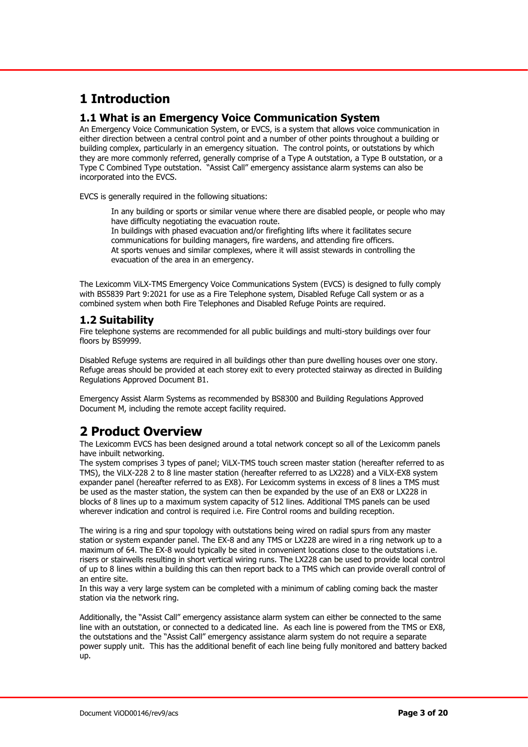# 1 Introduction

## 1.1 What is an Emergency Voice Communication System

An Emergency Voice Communication System, or EVCS, is a system that allows voice communication in either direction between a central control point and a number of other points throughout a building or building complex, particularly in an emergency situation. The control points, or outstations by which they are more commonly referred, generally comprise of a Type A outstation, a Type B outstation, or a Type C Combined Type outstation. "Assist Call" emergency assistance alarm systems can also be incorporated into the EVCS.

EVCS is generally required in the following situations:

> In any building or sports or similar venue where there are disabled people, or people who may have difficulty negotiating the evacuation route.
> In buildings with phased evacuation and/or firefighting lifts where it facilitates secure communications for building managers, fire wardens, and attending fire officers.
> At sports venues and similar complexes, where it will assist stewards in controlling the evacuation of the area in an emergency.

The Lexicomm ViLX-TMS Emergency Voice Communications System (EVCS) is designed to fully comply with BS5839 Part 9:2021 for use as a Fire Telephone system, Disabled Refuge Call system or as a combined system when both Fire Telephones and Disabled Refuge Points are required.

## 1.2 Suitability

Fire telephone systems are recommended for all public buildings and multi-story buildings over four floors by BS9999.

Disabled Refuge systems are required in all buildings other than pure dwelling houses over one story. Refuge areas should be provided at each storey exit to every protected stairway as directed in Building Regulations Approved Document B1.

Emergency Assist Alarm Systems as recommended by BS8300 and Building Regulations Approved Document M, including the remote accept facility required.

# 2 Product Overview

The Lexicomm EVCS has been designed around a total network concept so all of the Lexicomm panels have inbuilt networking.
The system comprises 3 types of panel; ViLX-TMS touch screen master station (hereafter referred to as TMS), the ViLX-228 2 to 8 line master station (hereafter referred to as LX228) and a ViLX-EX8 system expander panel (hereafter referred to as EX8). For Lexicomm systems in excess of 8 lines a TMS must be used as the master station, the system can then be expanded by the use of an EX8 or LX228 in blocks of 8 lines up to a maximum system capacity of 512 lines. Additional TMS panels can be used wherever indication and control is required i.e. Fire Control rooms and building reception.

The wiring is a ring and spur topology with outstations being wired on radial spurs from any master station or system expander panel. The EX-8 and any TMS or LX228 are wired in a ring network up to a maximum of 64. The EX-8 would typically be sited in convenient locations close to the outstations i.e. risers or stairwells resulting in short vertical wiring runs. The LX228 can be used to provide local control of up to 8 lines within a building this can then report back to a TMS which can provide overall control of an entire site.
In this way a very large system can be completed with a minimum of cabling coming back the master station via the network ring.

Additionally, the "Assist Call" emergency assistance alarm system can either be connected to the same line with an outstation, or connected to a dedicated line. As each line is powered from the TMS or EX8, the outstations and the "Assist Call" emergency assistance alarm system do not require a separate power supply unit. This has the additional benefit of each line being fully monitored and battery backed up.

Document ViOD00146/rev9/acs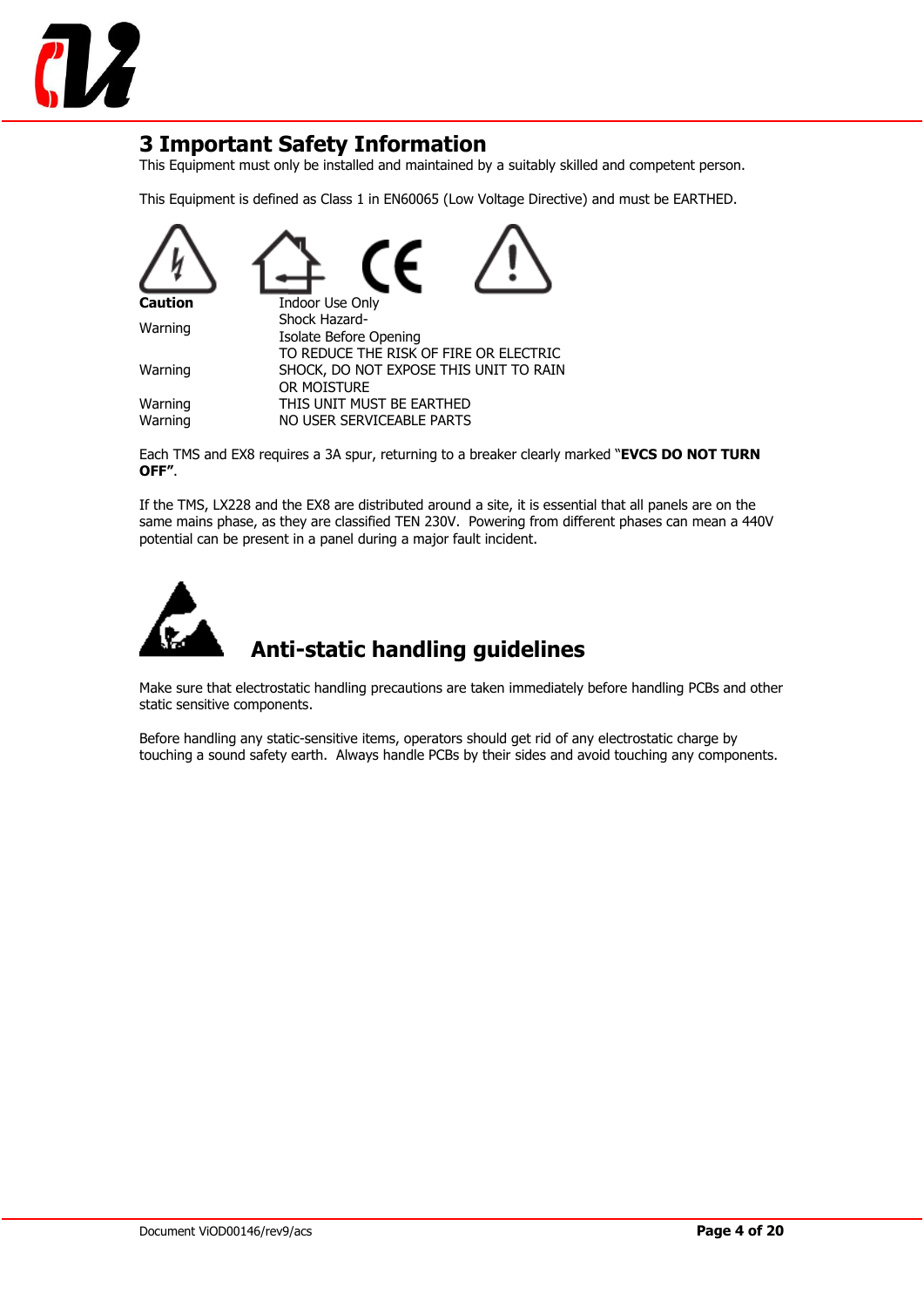# 3 Important Safety Information

This Equipment must only be installed and maintained by a suitably skilled and competent person.

This Equipment is defined as Class 1 in EN60065 (Low Voltage Directive) and must be EARTHED.

| | |
|---|---|
| **Caution** | Indoor Use Only |
| Warning | Shock Hazard-<br>Isolate Before Opening |
| Warning | TO REDUCE THE RISK OF FIRE OR ELECTRIC SHOCK, DO NOT EXPOSE THIS UNIT TO RAIN OR MOISTURE |
| Warning | THIS UNIT MUST BE EARTHED |
| Warning | NO USER SERVICEABLE PARTS |

Each TMS and EX8 requires a 3A spur, returning to a breaker clearly marked "**EVCS DO NOT TURN OFF"**.

If the TMS, LX228 and the EX8 are distributed around a site, it is essential that all panels are on the same mains phase, as they are classified TEN 230V. Powering from different phases can mean a 440V potential can be present in a panel during a major fault incident.

## Anti-static handling guidelines

Make sure that electrostatic handling precautions are taken immediately before handling PCBs and other static sensitive components.

Before handling any static-sensitive items, operators should get rid of any electrostatic charge by touching a sound safety earth. Always handle PCBs by their sides and avoid touching any components.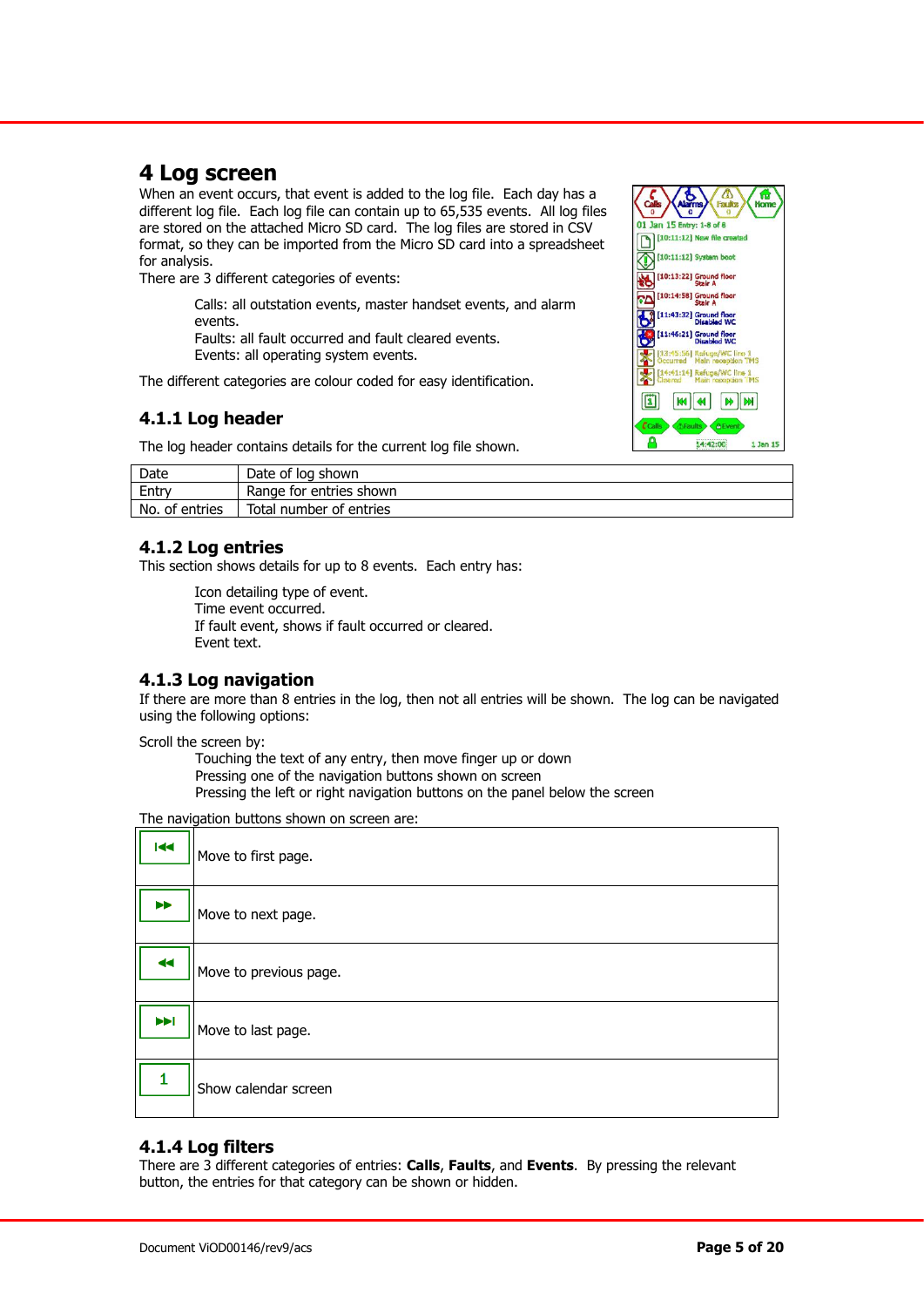# 4 Log screen

When an event occurs, that event is added to the log file. Each day has a different log file. Each log file can contain up to 65,535 events. All log files are stored on the attached Micro SD card. The log files are stored in CSV format, so they can be imported from the Micro SD card into a spreadsheet for analysis.

There are 3 different categories of events:

> Calls: all outstation events, master handset events, and alarm events.
> Faults: all fault occurred and fault cleared events.
> Events: all operating system events.

The different categories are colour coded for easy identification.

## 4.1.1 Log header

The log header contains details for the current log file shown.

| Date | Date of log shown |
|---|---|
| Entry | Range for entries shown |
| No. of entries | Total number of entries |

## 4.1.2 Log entries

This section shows details for up to 8 events. Each entry has:

> Icon detailing type of event.
> Time event occurred.
> If fault event, shows if fault occurred or cleared.
> Event text.

## 4.1.3 Log navigation

If there are more than 8 entries in the log, then not all entries will be shown. The log can be navigated using the following options:

Scroll the screen by:

> Touching the text of any entry, then move finger up or down
> Pressing one of the navigation buttons shown on screen
> Pressing the left or right navigation buttons on the panel below the screen

The navigation buttons shown on screen are:

| Button | Description |
|---|---|
| ⏮ | Move to first page. |
| ⏩ | Move to next page. |
| ⏪ | Move to previous page. |
| ⏭ | Move to last page. |
| 1 | Show calendar screen |

## 4.1.4 Log filters

There are 3 different categories of entries: **Calls**, **Faults**, and **Events**. By pressing the relevant button, the entries for that category can be shown or hidden.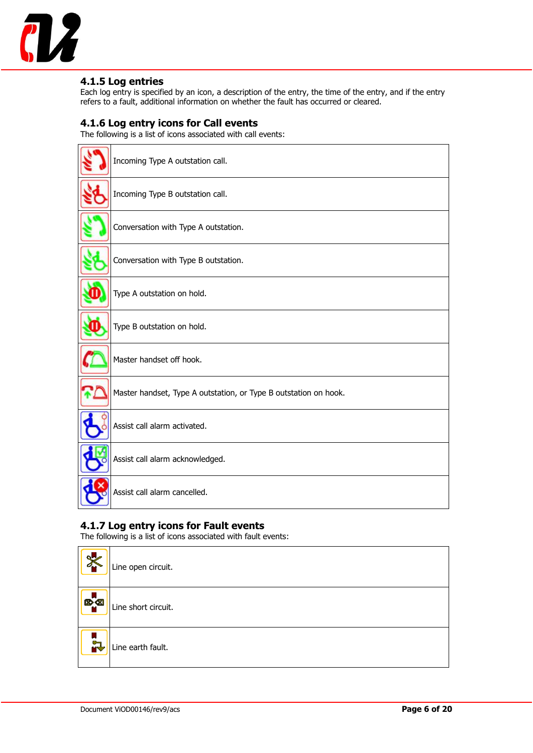### 4.1.5 Log entries

Each log entry is specified by an icon, a description of the entry, the time of the entry, and if the entry refers to a fault, additional information on whether the fault has occurred or cleared.

### 4.1.6 Log entry icons for Call events

The following is a list of icons associated with call events:

| | |
|---|---|
| | Incoming Type A outstation call. |
| | Incoming Type B outstation call. |
| | Conversation with Type A outstation. |
| | Conversation with Type B outstation. |
| | Type A outstation on hold. |
| | Type B outstation on hold. |
| | Master handset off hook. |
| | Master handset, Type A outstation, or Type B outstation on hook. |
| | Assist call alarm activated. |
| | Assist call alarm acknowledged. |
| | Assist call alarm cancelled. |

### 4.1.7 Log entry icons for Fault events

The following is a list of icons associated with fault events:

| | |
|---|---|
| | Line open circuit. |
| | Line short circuit. |
| | Line earth fault. |

Document ViOD00146/rev9/acs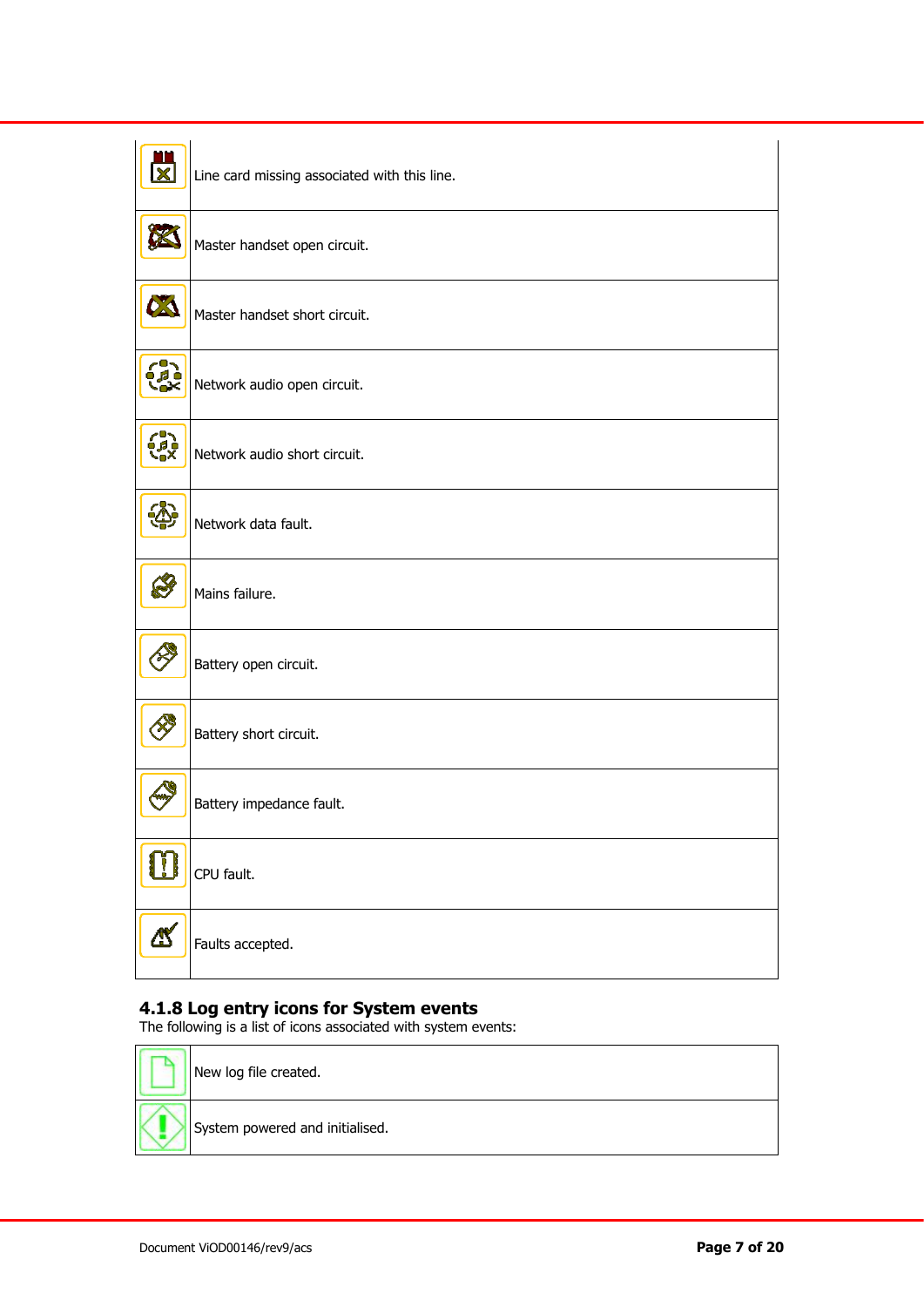| | |
|---|---|
| | Line card missing associated with this line. |
| | Master handset open circuit. |
| | Master handset short circuit. |
| | Network audio open circuit. |
| | Network audio short circuit. |
| | Network data fault. |
| | Mains failure. |
| | Battery open circuit. |
| | Battery short circuit. |
| | Battery impedance fault. |
| | CPU fault. |
| | Faults accepted. |

### 4.1.8 Log entry icons for System events

The following is a list of icons associated with system events:

| | |
|---|---|
| | New log file created. |
| | System powered and initialised. |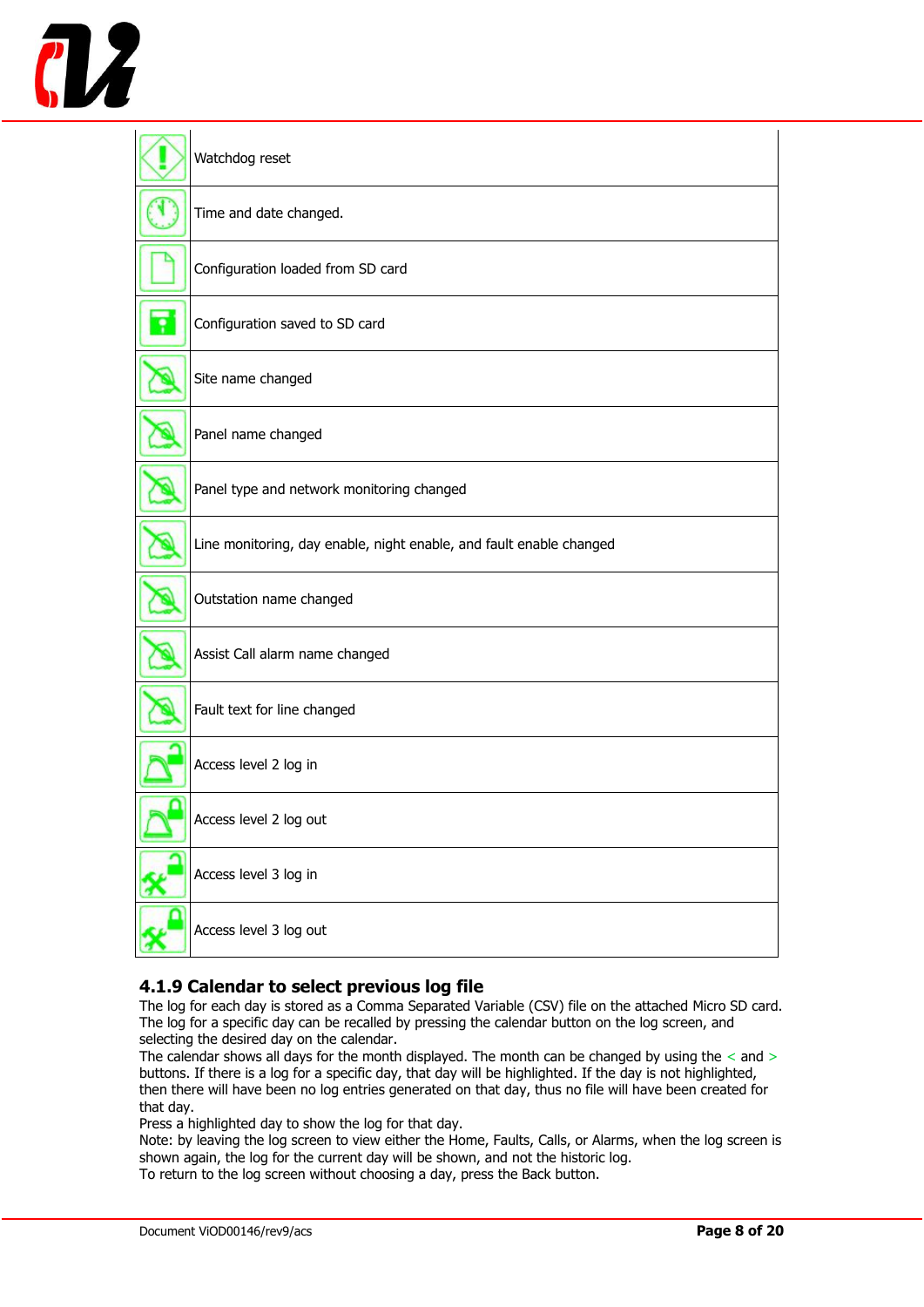| | |
|---|---|
| | Watchdog reset |
| | Time and date changed. |
| | Configuration loaded from SD card |
| | Configuration saved to SD card |
| | Site name changed |
| | Panel name changed |
| | Panel type and network monitoring changed |
| | Line monitoring, day enable, night enable, and fault enable changed |
| | Outstation name changed |
| | Assist Call alarm name changed |
| | Fault text for line changed |
| | Access level 2 log in |
| | Access level 2 log out |
| | Access level 3 log in |
| | Access level 3 log out |

### 4.1.9 Calendar to select previous log file

The log for each day is stored as a Comma Separated Variable (CSV) file on the attached Micro SD card. The log for a specific day can be recalled by pressing the calendar button on the log screen, and selecting the desired day on the calendar.
The calendar shows all days for the month displayed. The month can be changed by using the < and > buttons. If there is a log for a specific day, that day will be highlighted. If the day is not highlighted, then there will have been no log entries generated on that day, thus no file will have been created for that day.
Press a highlighted day to show the log for that day.
Note: by leaving the log screen to view either the Home, Faults, Calls, or Alarms, when the log screen is shown again, the log for the current day will be shown, and not the historic log.
To return to the log screen without choosing a day, press the Back button.

Document ViOD00146/rev9/acs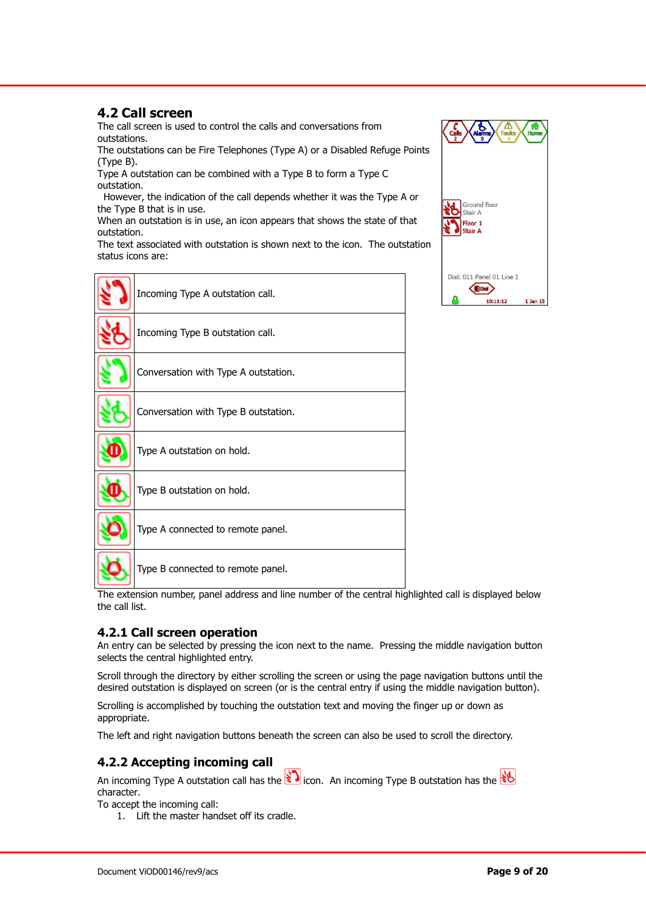## 4.2 Call screen

The call screen is used to control the calls and conversations from outstations.
The outstations can be Fire Telephones (Type A) or a Disabled Refuge Points (Type B).
Type A outstation can be combined with a Type B to form a Type C outstation.
However, the indication of the call depends whether it was the Type A or the Type B that is in use.
When an outstation is in use, an icon appears that shows the state of that outstation.
The text associated with outstation is shown next to the icon. The outstation status icons are:

| Icon | Description |
|---|---|
| | Incoming Type A outstation call. |
| | Incoming Type B outstation call. |
| | Conversation with Type A outstation. |
| | Conversation with Type B outstation. |
| | Type A outstation on hold. |
| | Type B outstation on hold. |
| | Type A connected to remote panel. |
| | Type B connected to remote panel. |

The extension number, panel address and line number of the central highlighted call is displayed below the call list.

### 4.2.1 Call screen operation

An entry can be selected by pressing the icon next to the name. Pressing the middle navigation button selects the central highlighted entry.

Scroll through the directory by either scrolling the screen or using the page navigation buttons until the desired outstation is displayed on screen (or is the central entry if using the middle navigation button).

Scrolling is accomplished by touching the outstation text and moving the finger up or down as appropriate.

The left and right navigation buttons beneath the screen can also be used to scroll the directory.

### 4.2.2 Accepting incoming call

An incoming Type A outstation call has the icon. An incoming Type B outstation has the character.
To accept the incoming call:

1. Lift the master handset off its cradle.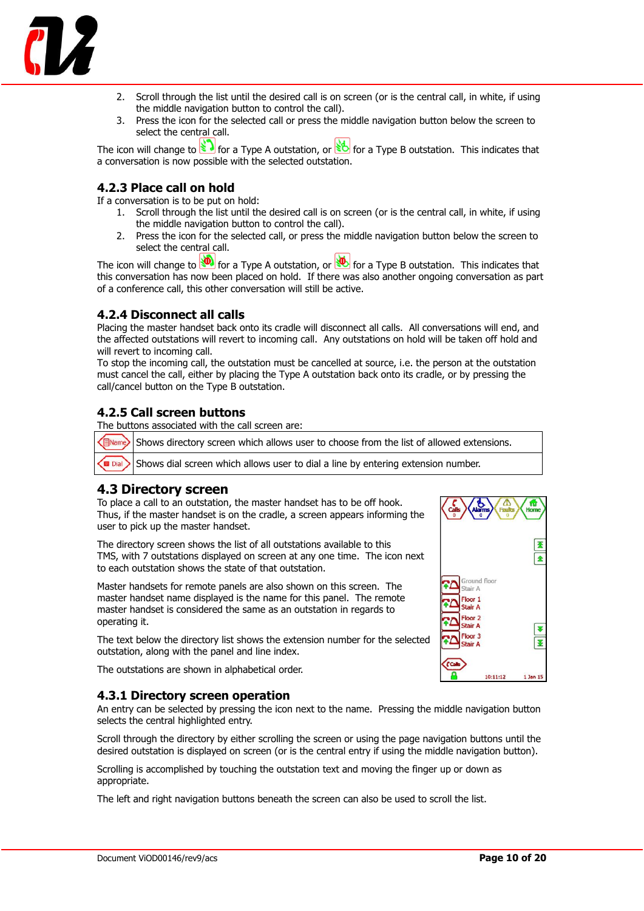2. Scroll through the list until the desired call is on screen (or is the central call, in white, if using the middle navigation button to control the call).
3. Press the icon for the selected call or press the middle navigation button below the screen to select the central call.

The icon will change to  for a Type A outstation, or  for a Type B outstation. This indicates that a conversation is now possible with the selected outstation.

### 4.2.3 Place call on hold

If a conversation is to be put on hold:

1. Scroll through the list until the desired call is on screen (or is the central call, in white, if using the middle navigation button to control the call).
2. Press the icon for the selected call, or press the middle navigation button below the screen to select the central call.

The icon will change to  for a Type A outstation, or  for a Type B outstation. This indicates that this conversation has now been placed on hold. If there was also another ongoing conversation as part of a conference call, this other conversation will still be active.

### 4.2.4 Disconnect all calls

Placing the master handset back onto its cradle will disconnect all calls. All conversations will end, and the affected outstations will revert to incoming call. Any outstations on hold will be taken off hold and will revert to incoming call.
To stop the incoming call, the outstation must be cancelled at source, i.e. the person at the outstation must cancel the call, either by placing the Type A outstation back onto its cradle, or by pressing the call/cancel button on the Type B outstation.

### 4.2.5 Call screen buttons

The buttons associated with the call screen are:

| Button | Description |
|---|---|
| Name | Shows directory screen which allows user to choose from the list of allowed extensions. |
| Dial | Shows dial screen which allows user to dial a line by entering extension number. |

## 4.3 Directory screen

To place a call to an outstation, the master handset has to be off hook. Thus, if the master handset is on the cradle, a screen appears informing the user to pick up the master handset.

The directory screen shows the list of all outstations available to this TMS, with 7 outstations displayed on screen at any one time. The icon next to each outstation shows the state of that outstation.

Master handsets for remote panels are also shown on this screen. The master handset name displayed is the name for this panel. The remote master handset is considered the same as an outstation in regards to operating it.

The text below the directory list shows the extension number for the selected outstation, along with the panel and line index.

The outstations are shown in alphabetical order.

### 4.3.1 Directory screen operation

An entry can be selected by pressing the icon next to the name. Pressing the middle navigation button selects the central highlighted entry.

Scroll through the directory by either scrolling the screen or using the page navigation buttons until the desired outstation is displayed on screen (or is the central entry if using the middle navigation button).

Scrolling is accomplished by touching the outstation text and moving the finger up or down as appropriate.

The left and right navigation buttons beneath the screen can also be used to scroll the list.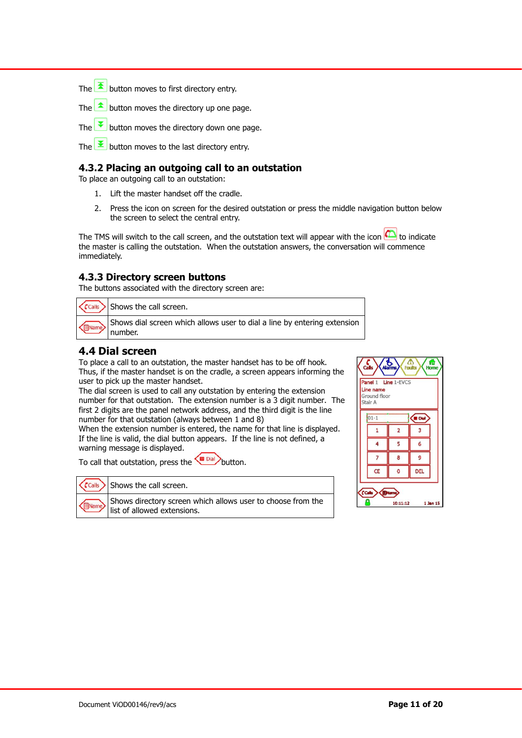The  button moves to first directory entry.

The  button moves the directory up one page.

The  button moves the directory down one page.

The  button moves to the last directory entry.

### 4.3.2 Placing an outgoing call to an outstation

To place an outgoing call to an outstation:

1. Lift the master handset off the cradle.
2. Press the icon on screen for the desired outstation or press the middle navigation button below the screen to select the central entry.

The TMS will switch to the call screen, and the outstation text will appear with the icon  to indicate the master is calling the outstation. When the outstation answers, the conversation will commence immediately.

### 4.3.3 Directory screen buttons

The buttons associated with the directory screen are:

| | |
|---|---|
| Calls | Shows the call screen. |
| Name | Shows dial screen which allows user to dial a line by entering extension number. |

## 4.4 Dial screen

To place a call to an outstation, the master handset has to be off hook. Thus, if the master handset is on the cradle, a screen appears informing the user to pick up the master handset.

The dial screen is used to call any outstation by entering the extension number for that outstation. The extension number is a 3 digit number. The first 2 digits are the panel network address, and the third digit is the line number for that outstation (always between 1 and 8)

When the extension number is entered, the name for that line is displayed. If the line is valid, the dial button appears. If the line is not defined, a warning message is displayed.

To call that outstation, press the  Dial  button.

| | |
|---|---|
| Calls | Shows the call screen. |
| Name | Shows directory screen which allows user to choose from the list of allowed extensions. |

Document ViOD00146/rev9/acs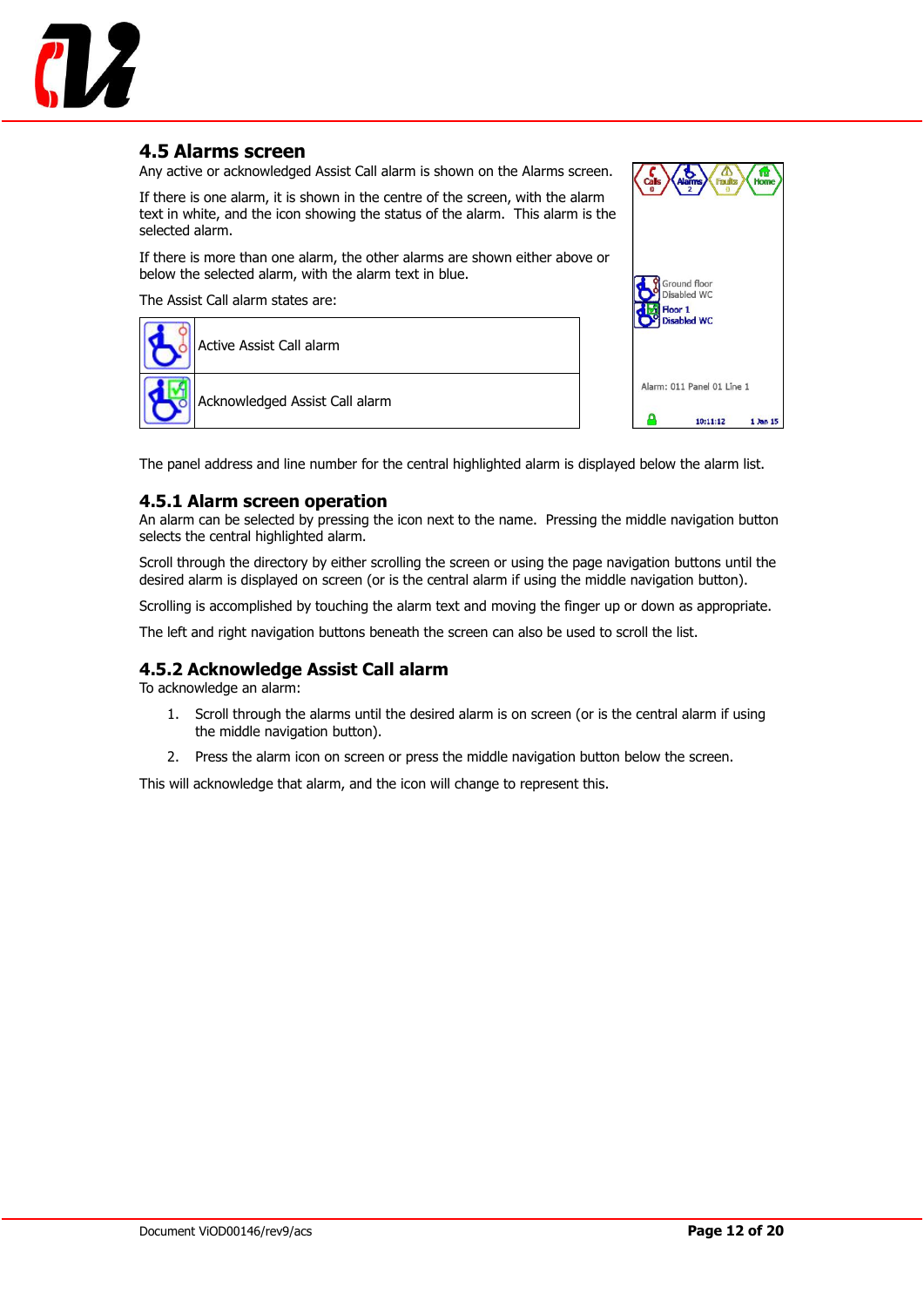## 4.5 Alarms screen

Any active or acknowledged Assist Call alarm is shown on the Alarms screen.

If there is one alarm, it is shown in the centre of the screen, with the alarm text in white, and the icon showing the status of the alarm. This alarm is the selected alarm.

If there is more than one alarm, the other alarms are shown either above or below the selected alarm, with the alarm text in blue.

The Assist Call alarm states are:

| | |
|---|---|
| | Active Assist Call alarm |
| | Acknowledged Assist Call alarm |

The panel address and line number for the central highlighted alarm is displayed below the alarm list.

### 4.5.1 Alarm screen operation

An alarm can be selected by pressing the icon next to the name. Pressing the middle navigation button selects the central highlighted alarm.

Scroll through the directory by either scrolling the screen or using the page navigation buttons until the desired alarm is displayed on screen (or is the central alarm if using the middle navigation button).

Scrolling is accomplished by touching the alarm text and moving the finger up or down as appropriate.

The left and right navigation buttons beneath the screen can also be used to scroll the list.

### 4.5.2 Acknowledge Assist Call alarm

To acknowledge an alarm:

1. Scroll through the alarms until the desired alarm is on screen (or is the central alarm if using the middle navigation button).
2. Press the alarm icon on screen or press the middle navigation button below the screen.

This will acknowledge that alarm, and the icon will change to represent this.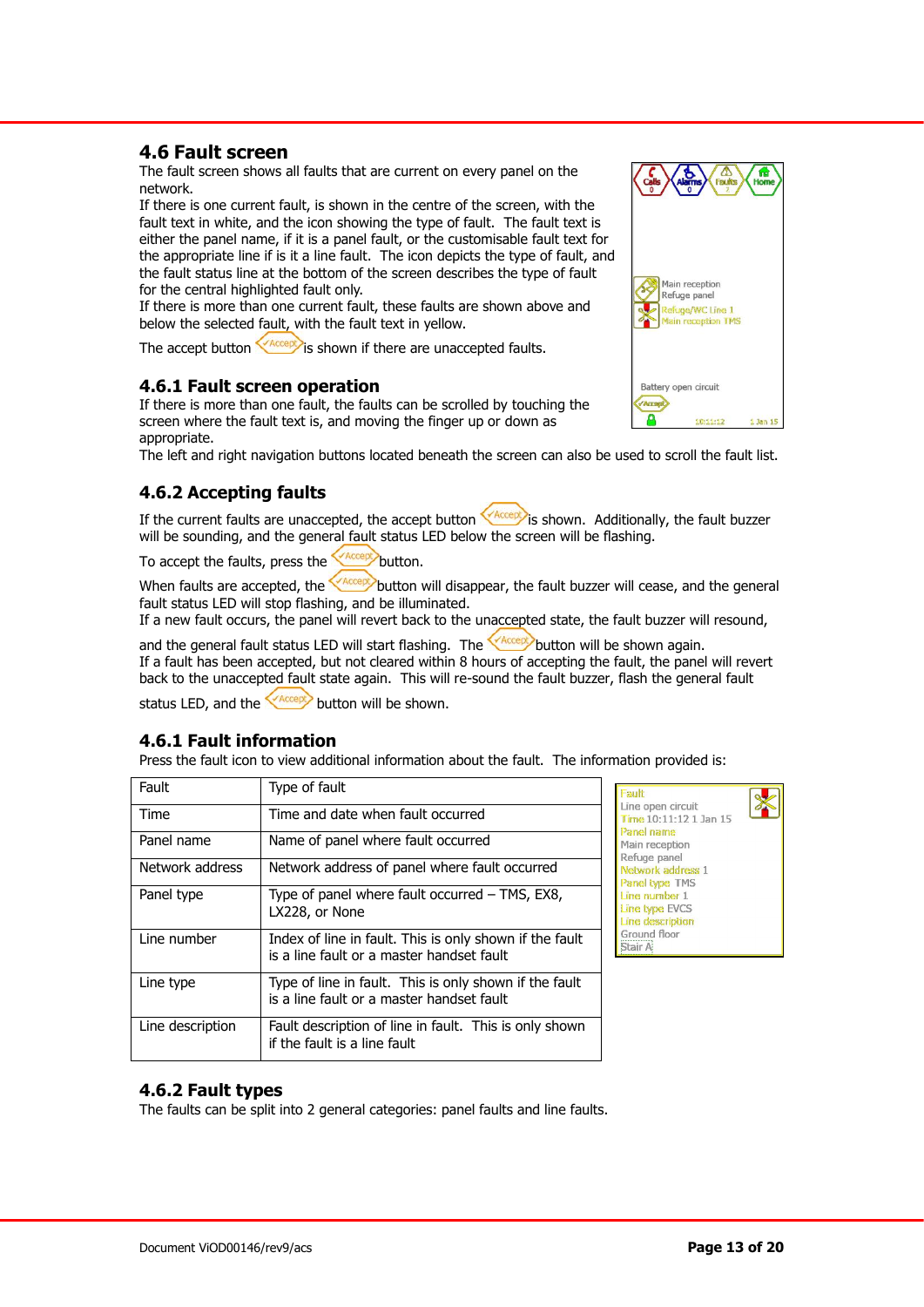## 4.6 Fault screen

The fault screen shows all faults that are current on every panel on the network.

If there is one current fault, is shown in the centre of the screen, with the fault text in white, and the icon showing the type of fault. The fault text is either the panel name, if it is a panel fault, or the customisable fault text for the appropriate line if is it a line fault. The icon depicts the type of fault, and the fault status line at the bottom of the screen describes the type of fault for the central highlighted fault only.

If there is more than one current fault, these faults are shown above and below the selected fault, with the fault text in yellow.

The accept button Accept is shown if there are unaccepted faults.

### 4.6.1 Fault screen operation

If there is more than one fault, the faults can be scrolled by touching the screen where the fault text is, and moving the finger up or down as appropriate.

The left and right navigation buttons located beneath the screen can also be used to scroll the fault list.

### 4.6.2 Accepting faults

If the current faults are unaccepted, the accept button Accept is shown. Additionally, the fault buzzer will be sounding, and the general fault status LED below the screen will be flashing.

To accept the faults, press the Accept button.

When faults are accepted, the Accept button will disappear, the fault buzzer will cease, and the general fault status LED will stop flashing, and be illuminated.

If a new fault occurs, the panel will revert back to the unaccepted state, the fault buzzer will resound, and the general fault status LED will start flashing. The Accept button will be shown again.

If a fault has been accepted, but not cleared within 8 hours of accepting the fault, the panel will revert back to the unaccepted fault state again. This will re-sound the fault buzzer, flash the general fault status LED, and the Accept button will be shown.

### 4.6.1 Fault information

Press the fault icon to view additional information about the fault. The information provided is:

| Fault | Type of fault |
|---|---|
| Time | Time and date when fault occurred |
| Panel name | Name of panel where fault occurred |
| Network address | Network address of panel where fault occurred |
| Panel type | Type of panel where fault occurred – TMS, EX8, LX228, or None |
| Line number | Index of line in fault. This is only shown if the fault is a line fault or a master handset fault |
| Line type | Type of line in fault. This is only shown if the fault is a line fault or a master handset fault |
| Line description | Fault description of line in fault. This is only shown if the fault is a line fault |

### 4.6.2 Fault types

The faults can be split into 2 general categories: panel faults and line faults.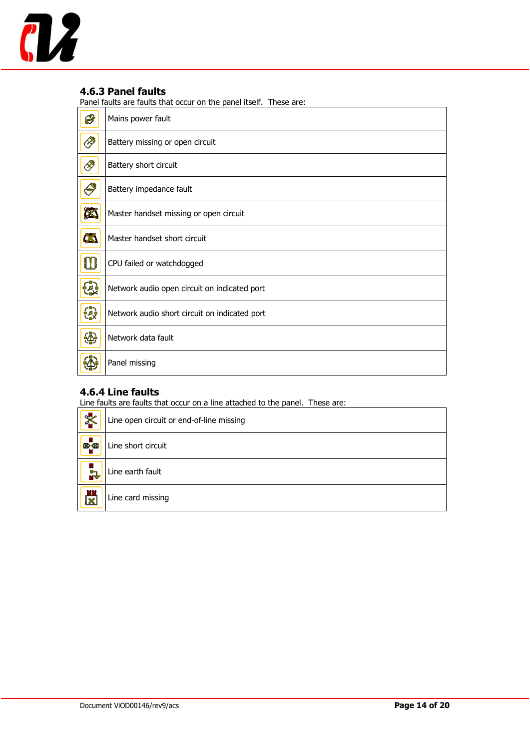### 4.6.3 Panel faults

Panel faults are faults that occur on the panel itself.  These are:

| | |
|---|---|
| | Mains power fault |
| | Battery missing or open circuit |
| | Battery short circuit |
| | Battery impedance fault |
| | Master handset missing or open circuit |
| | Master handset short circuit |
| | CPU failed or watchdogged |
| | Network audio open circuit on indicated port |
| | Network audio short circuit on indicated port |
| | Network data fault |
| | Panel missing |

### 4.6.4 Line faults

Line faults are faults that occur on a line attached to the panel.  These are:

| | |
|---|---|
| | Line open circuit or end-of-line missing |
| | Line short circuit |
| | Line earth fault |
| | Line card missing |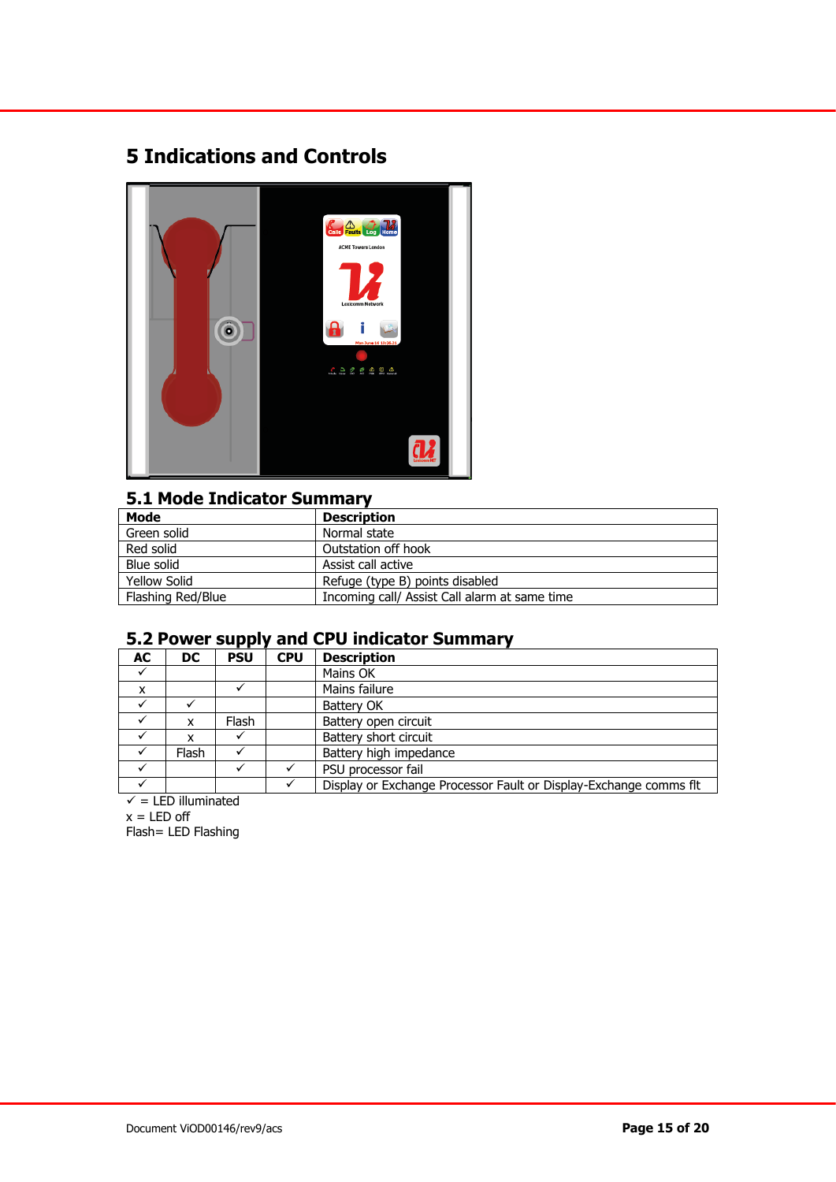# 5 Indications and Controls

## 5.1 Mode Indicator Summary

| Mode | Description |
| --- | --- |
| Green solid | Normal state |
| Red solid | Outstation off hook |
| Blue solid | Assist call active |
| Yellow Solid | Refuge (type B) points disabled |
| Flashing Red/Blue | Incoming call/ Assist Call alarm at same time |

## 5.2 Power supply and CPU indicator Summary

| AC | DC | PSU | CPU | Description |
| --- | --- | --- | --- | --- |
| ✓ | | | | Mains OK |
| x | | ✓ | | Mains failure |
| ✓ | ✓ | | | Battery OK |
| ✓ | x | Flash | | Battery open circuit |
| ✓ | x | ✓ | | Battery short circuit |
| ✓ | Flash | ✓ | | Battery high impedance |
| ✓ | | ✓ | ✓ | PSU processor fail |
| ✓ | | | ✓ | Display or Exchange Processor Fault or Display-Exchange comms flt |

✓ = LED illuminated
x = LED off
Flash= LED Flashing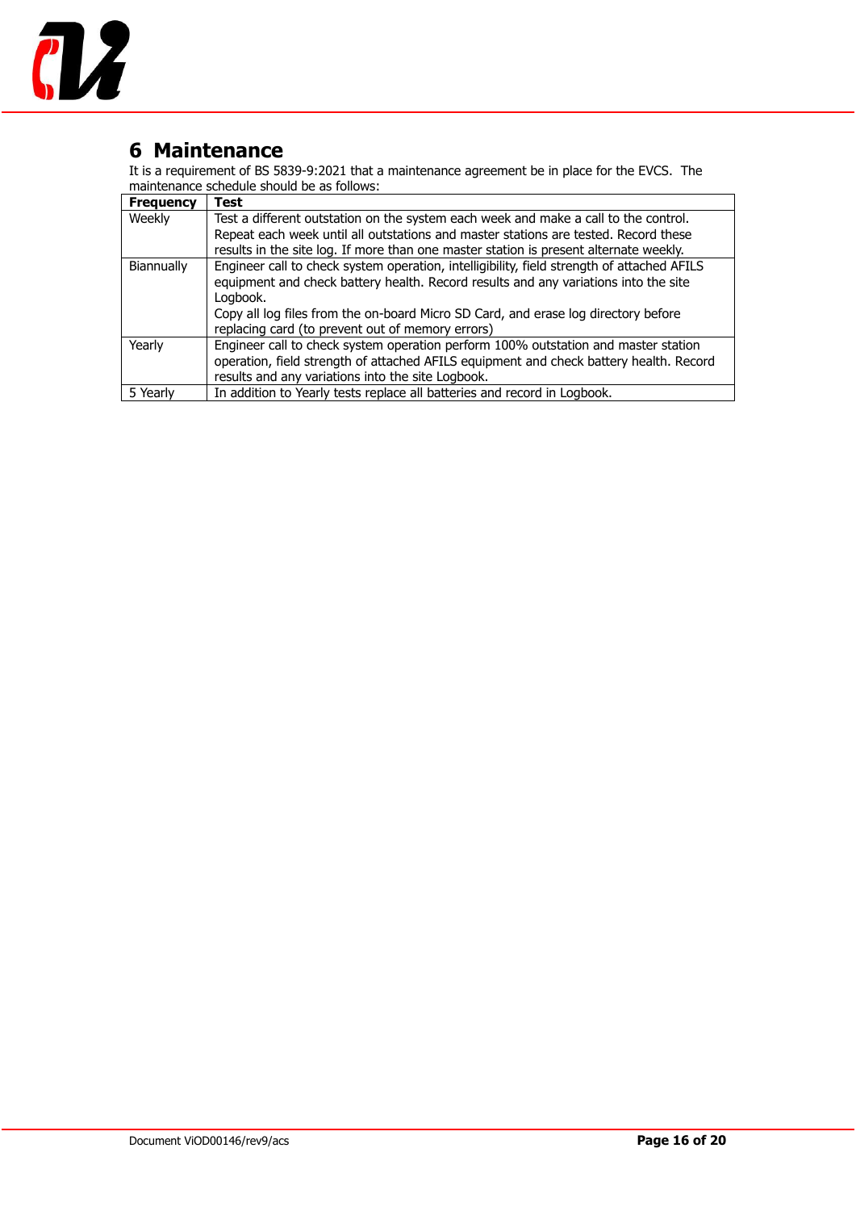# 6 Maintenance

It is a requirement of BS 5839-9:2021 that a maintenance agreement be in place for the EVCS. The maintenance schedule should be as follows:

| Frequency | Test |
|---|---|
| Weekly | Test a different outstation on the system each week and make a call to the control. Repeat each week until all outstations and master stations are tested. Record these results in the site log. If more than one master station is present alternate weekly. |
| Biannually | Engineer call to check system operation, intelligibility, field strength of attached AFILS equipment and check battery health. Record results and any variations into the site Logbook.<br>Copy all log files from the on-board Micro SD Card, and erase log directory before replacing card (to prevent out of memory errors) |
| Yearly | Engineer call to check system operation perform 100% outstation and master station operation, field strength of attached AFILS equipment and check battery health. Record results and any variations into the site Logbook. |
| 5 Yearly | In addition to Yearly tests replace all batteries and record in Logbook. |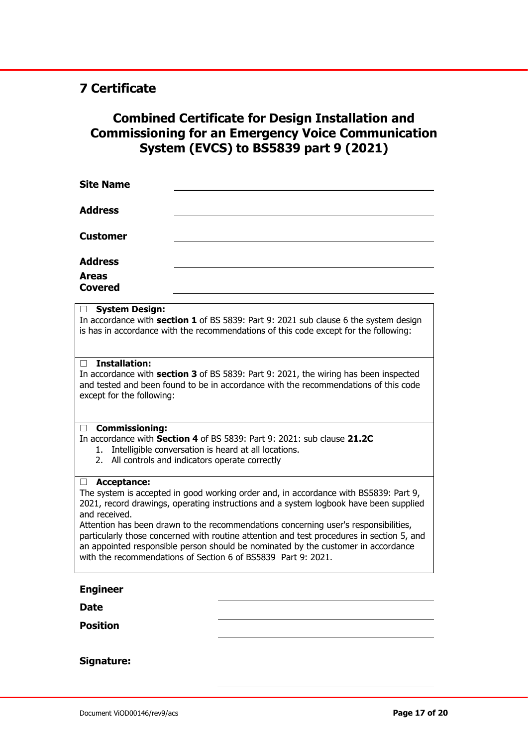## 7 Certificate

### Combined Certificate for Design Installation and Commissioning for an Emergency Voice Communication System (EVCS) to BS5839 part 9 (2021)

**Site Name** ______________________________

**Address** ______________________________

**Customer** ______________________________

**Address** ______________________________

**Areas Covered** ______________________________

☐ **System Design:**
In accordance with **section 1** of BS 5839: Part 9: 2021 sub clause 6 the system design is has in accordance with the recommendations of this code except for the following:

☐ **Installation:**
In accordance with **section 3** of BS 5839: Part 9: 2021, the wiring has been inspected and tested and been found to be in accordance with the recommendations of this code except for the following:

☐ **Commissioning:**
In accordance with **Section 4** of BS 5839: Part 9: 2021: sub clause **21.2C**

1. Intelligible conversation is heard at all locations.
2. All controls and indicators operate correctly

☐ **Acceptance:**
The system is accepted in good working order and, in accordance with BS5839: Part 9, 2021, record drawings, operating instructions and a system logbook have been supplied and received.
Attention has been drawn to the recommendations concerning user's responsibilities, particularly those concerned with routine attention and test procedures in section 5, and an appointed responsible person should be nominated by the customer in accordance with the recommendations of Section 6 of BS5839 Part 9: 2021.

**Engineer** ______________________________

**Date** ______________________________

**Position** ______________________________

**Signature:** ______________________________

Document ViOD00146/rev9/acs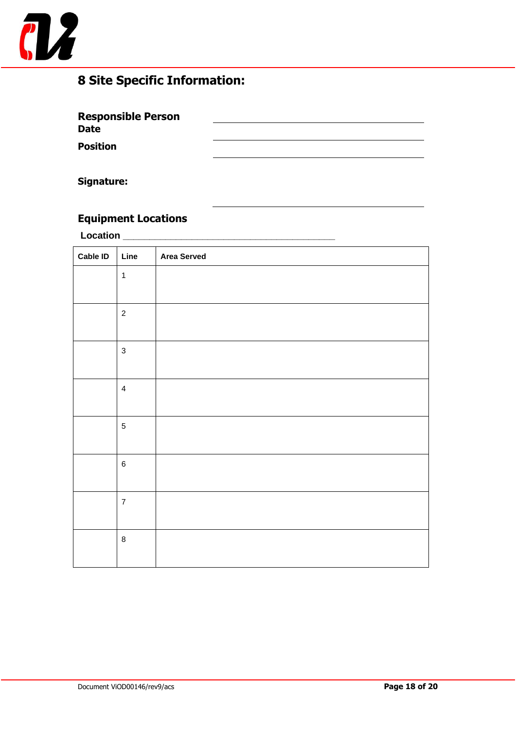# 8 Site Specific Information:

**Responsible Person** \_\_\_\_\_\_\_\_\_\_\_\_\_\_\_\_\_\_\_\_\_\_\_\_\_\_\_\_\_\_\_\_\_\_\_\_\_\_\_\_

**Date** \_\_\_\_\_\_\_\_\_\_\_\_\_\_\_\_\_\_\_\_\_\_\_\_\_\_\_\_\_\_\_\_\_\_\_\_\_\_\_\_

**Position** \_\_\_\_\_\_\_\_\_\_\_\_\_\_\_\_\_\_\_\_\_\_\_\_\_\_\_\_\_\_\_\_\_\_\_\_\_\_\_\_

**Signature:** \_\_\_\_\_\_\_\_\_\_\_\_\_\_\_\_\_\_\_\_\_\_\_\_\_\_\_\_\_\_\_\_\_\_\_\_\_\_\_\_

## Equipment Locations

**Location** \_\_\_\_\_\_\_\_\_\_\_\_\_\_\_\_\_\_\_\_\_\_\_\_\_\_\_\_\_\_\_\_\_\_\_\_\_\_\_\_

| Cable ID | Line | Area Served |
|---|---|---|
| | 1 | |
| | 2 | |
| | 3 | |
| | 4 | |
| | 5 | |
| | 6 | |
| | 7 | |
| | 8 | |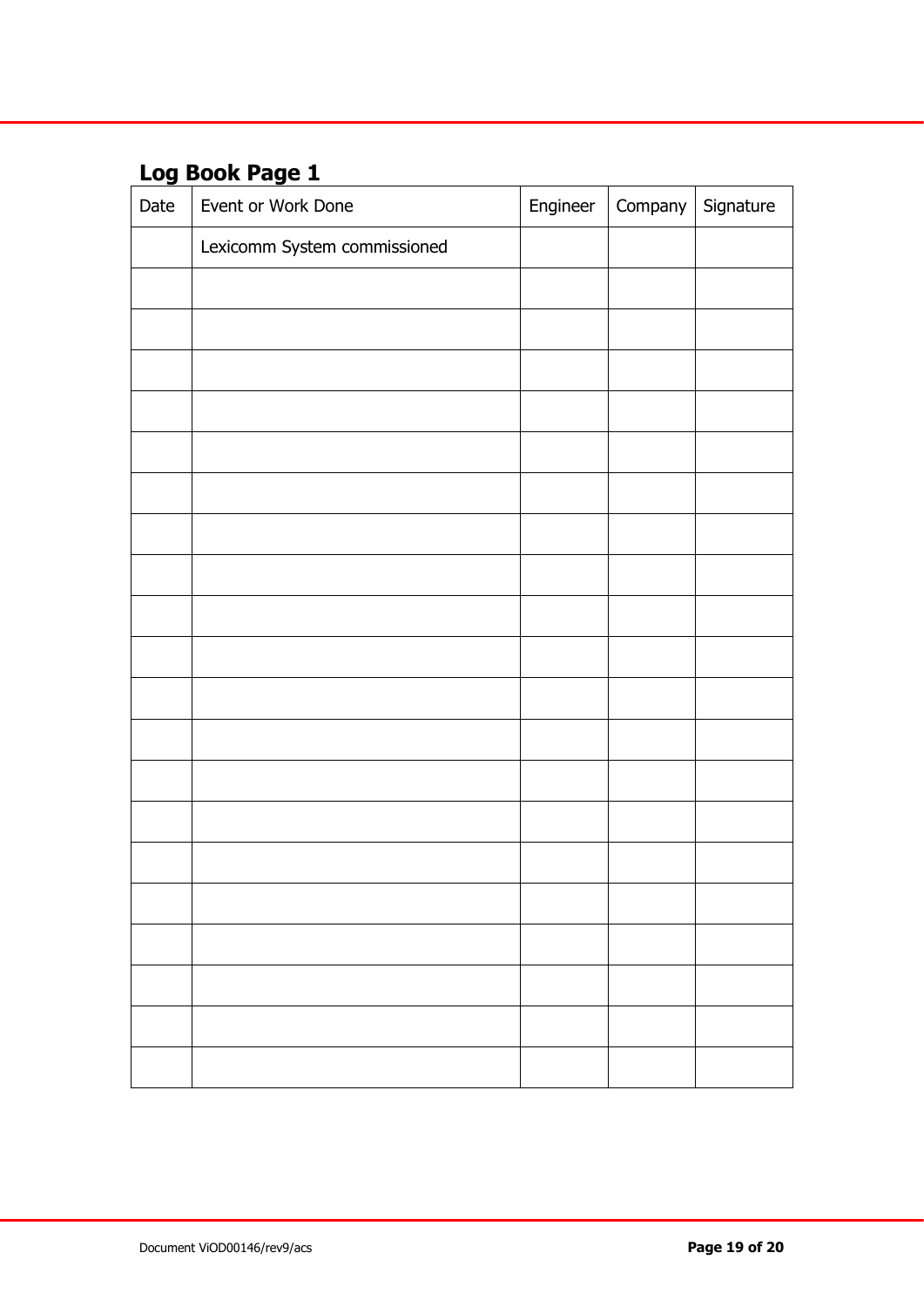## Log Book Page 1

| Date | Event or Work Done | Engineer | Company | Signature |
| --- | --- | --- | --- | --- |
| | Lexicomm System commissioned | | | |
| | | | | |
| | | | | |
| | | | | |
| | | | | |
| | | | | |
| | | | | |
| | | | | |
| | | | | |
| | | | | |
| | | | | |
| | | | | |
| | | | | |
| | | | | |
| | | | | |
| | | | | |
| | | | | |
| | | | | |
| | | | | |
| | | | | |
| | | | | |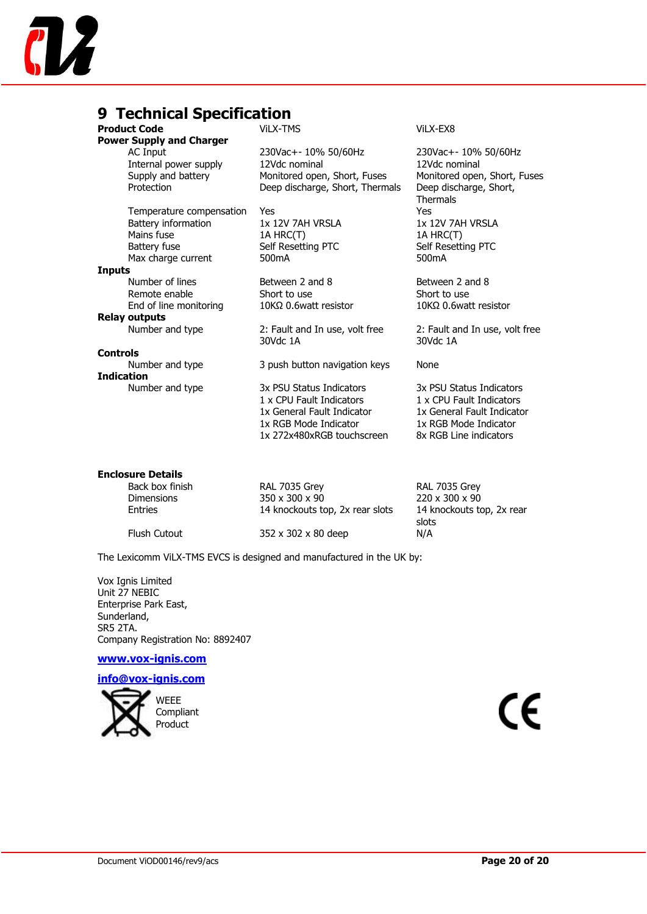# 9 Technical Specification

| | | |
|---|---|---|
| **Product Code** | ViLX-TMS | ViLX-EX8 |
| **Power Supply and Charger** | | |
| AC Input | 230Vac+- 10% 50/60Hz | 230Vac+- 10% 50/60Hz |
| Internal power supply | 12Vdc nominal | 12Vdc nominal |
| Supply and battery | Monitored open, Short, Fuses | Monitored open, Short, Fuses |
| Protection | Deep discharge, Short, Thermals | Deep discharge, Short, Thermals |
| Temperature compensation | Yes | Yes |
| Battery information | 1x 12V 7AH VRSLA | 1x 12V 7AH VRSLA |
| Mains fuse | 1A HRC(T) | 1A HRC(T) |
| Battery fuse | Self Resetting PTC | Self Resetting PTC |
| Max charge current | 500mA | 500mA |
| **Inputs** | | |
| Number of lines | Between 2 and 8 | Between 2 and 8 |
| Remote enable | Short to use | Short to use |
| End of line monitoring | 10KΩ 0.6watt resistor | 10KΩ 0.6watt resistor |
| **Relay outputs** | | |
| Number and type | 2: Fault and In use, volt free 30Vdc 1A | 2: Fault and In use, volt free 30Vdc 1A |
| **Controls** | | |
| Number and type | 3 push button navigation keys | None |
| **Indication** | | |
| Number and type | 3x PSU Status Indicators<br>1 x CPU Fault Indicators<br>1x General Fault Indicator<br>1x RGB Mode Indicator<br>1x 272x480xRGB touchscreen | 3x PSU Status Indicators<br>1 x CPU Fault Indicators<br>1x General Fault Indicator<br>1x RGB Mode Indicator<br>8x RGB Line indicators |
| **Enclosure Details** | | |
| Back box finish | RAL 7035 Grey | RAL 7035 Grey |
| Dimensions | 350 x 300 x 90 | 220 x 300 x 90 |
| Entries | 14 knockouts top, 2x rear slots | 14 knockouts top, 2x rear slots |
| Flush Cutout | 352 x 302 x 80 deep | N/A |

The Lexicomm ViLX-TMS EVCS is designed and manufactured in the UK by:

Vox Ignis Limited
Unit 27 NEBIC
Enterprise Park East,
Sunderland,
SR5 2TA.
Company Registration No: 8892407

**www.vox-ignis.com**

**info@vox-ignis.com**

WEEE
Compliant
Product

CE

Document ViOD00146/rev9/acs